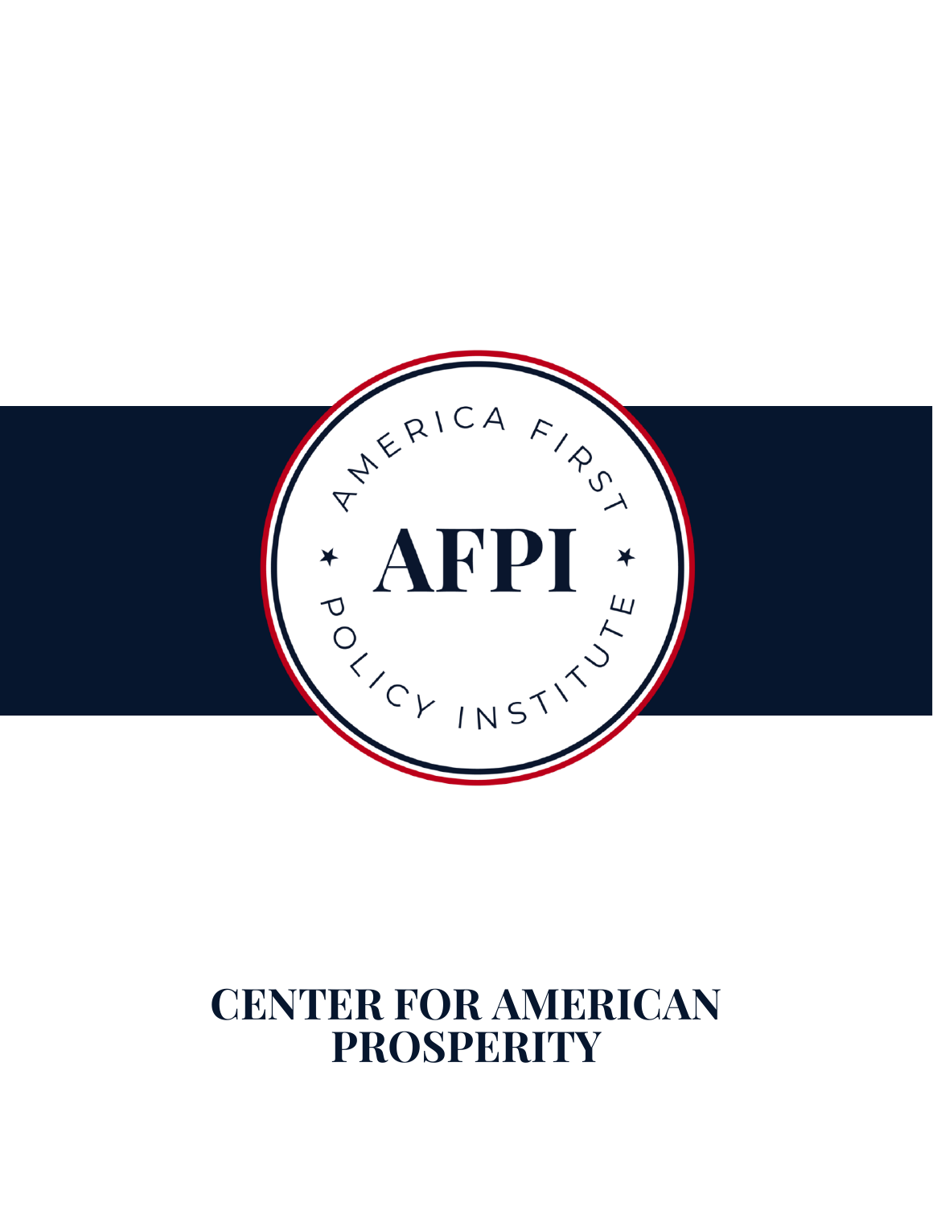AMERICA FIRST

AFPI

POLICY INSTITUTE

# CENTER FOR AMERICAN PROSPERITY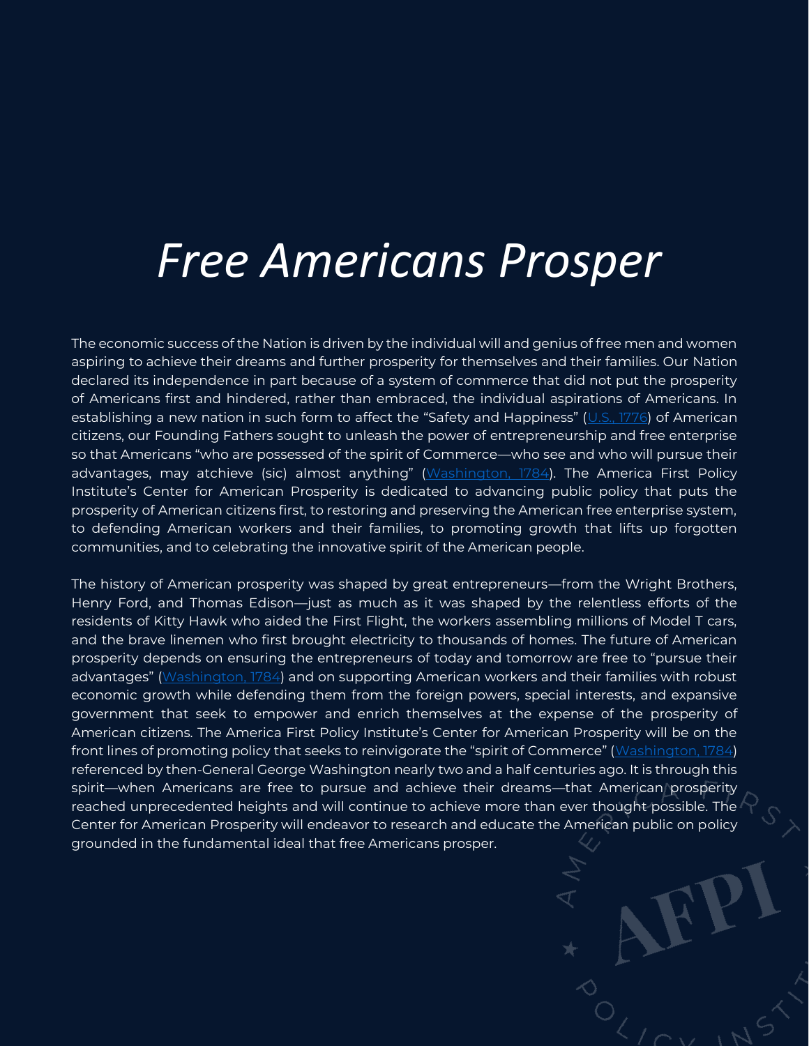# *Free Americans Prosper*

The economic success of the Nation is driven by the individual will and genius of free men and women aspiring to achieve their dreams and further prosperity for themselves and their families. Our Nation declared its independence in part because of a system of commerce that did not put the prosperity of Americans first and hindered, rather than embraced, the individual aspirations of Americans. In establishing a new nation in such form to affect the "Safety and Happiness" (U.S., 1776) of American citizens, our Founding Fathers sought to unleash the power of entrepreneurship and free enterprise so that Americans "who are possessed of the spirit of Commerce—who see and who will pursue their advantages, may atchieve (sic) almost anything" (Washington, 1784). The America First Policy Institute's Center for American Prosperity is dedicated to advancing public policy that puts the prosperity of American citizens first, to restoring and preserving the American free enterprise system, to defending American workers and their families, to promoting growth that lifts up forgotten communities, and to celebrating the innovative spirit of the American people.

The history of American prosperity was shaped by great entrepreneurs—from the Wright Brothers, Henry Ford, and Thomas Edison—just as much as it was shaped by the relentless efforts of the residents of Kitty Hawk who aided the First Flight, the workers assembling millions of Model T cars, and the brave linemen who first brought electricity to thousands of homes. The future of American prosperity depends on ensuring the entrepreneurs of today and tomorrow are free to "pursue their advantages" (Washington, 1784) and on supporting American workers and their families with robust economic growth while defending them from the foreign powers, special interests, and expansive government that seek to empower and enrich themselves at the expense of the prosperity of American citizens. The America First Policy Institute's Center for American Prosperity will be on the front lines of promoting policy that seeks to reinvigorate the "spirit of Commerce" (Washington, 1784) referenced by then-General George Washington nearly two and a half centuries ago. It is through this spirit—when Americans are free to pursue and achieve their dreams—that American prosperity reached unprecedented heights and will continue to achieve more than ever thought possible. The Center for American Prosperity will endeavor to research and educate the American public on policy grounded in the fundamental ideal that free Americans prosper.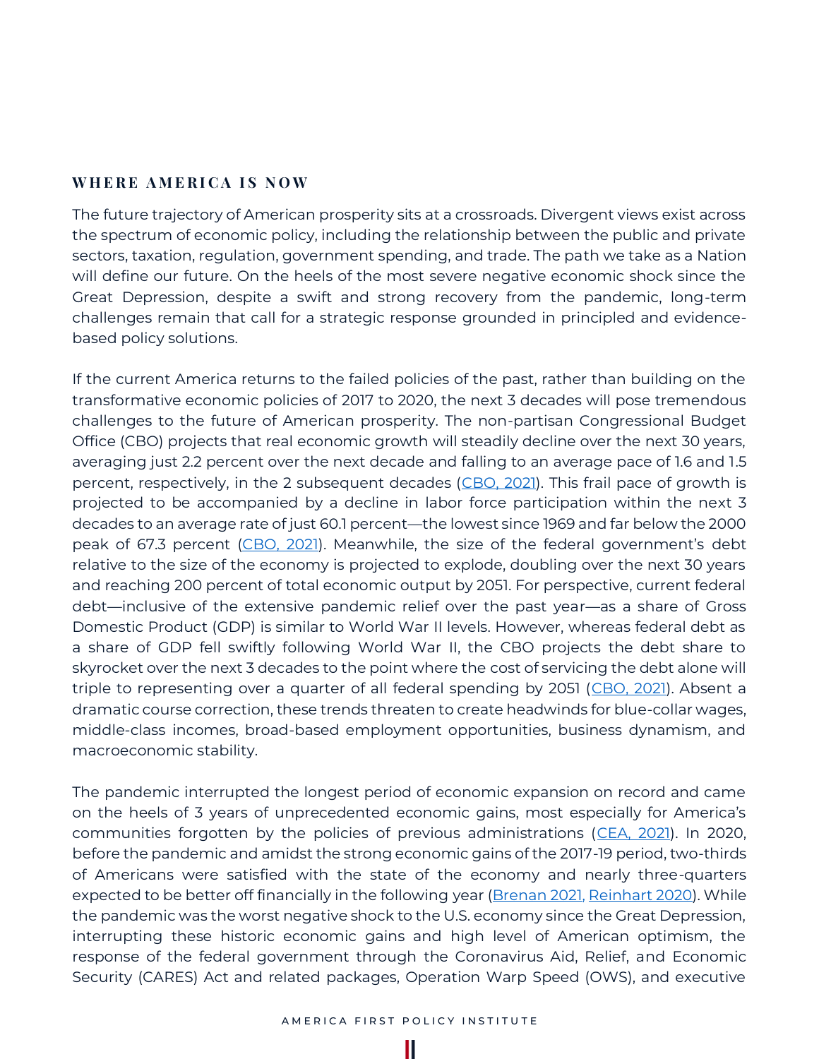## WHERE AMERICA IS NOW

The future trajectory of American prosperity sits at a crossroads. Divergent views exist across the spectrum of economic policy, including the relationship between the public and private sectors, taxation, regulation, government spending, and trade. The path we take as a Nation will define our future. On the heels of the most severe negative economic shock since the Great Depression, despite a swift and strong recovery from the pandemic, long-term challenges remain that call for a strategic response grounded in principled and evidence-based policy solutions.

If the current America returns to the failed policies of the past, rather than building on the transformative economic policies of 2017 to 2020, the next 3 decades will pose tremendous challenges to the future of American prosperity. The non-partisan Congressional Budget Office (CBO) projects that real economic growth will steadily decline over the next 30 years, averaging just 2.2 percent over the next decade and falling to an average pace of 1.6 and 1.5 percent, respectively, in the 2 subsequent decades ([CBO, 2021]()). This frail pace of growth is projected to be accompanied by a decline in labor force participation within the next 3 decades to an average rate of just 60.1 percent—the lowest since 1969 and far below the 2000 peak of 67.3 percent ([CBO, 2021]()). Meanwhile, the size of the federal government's debt relative to the size of the economy is projected to explode, doubling over the next 30 years and reaching 200 percent of total economic output by 2051. For perspective, current federal debt—inclusive of the extensive pandemic relief over the past year—as a share of Gross Domestic Product (GDP) is similar to World War II levels. However, whereas federal debt as a share of GDP fell swiftly following World War II, the CBO projects the debt share to skyrocket over the next 3 decades to the point where the cost of servicing the debt alone will triple to representing over a quarter of all federal spending by 2051 ([CBO, 2021]()). Absent a dramatic course correction, these trends threaten to create headwinds for blue-collar wages, middle-class incomes, broad-based employment opportunities, business dynamism, and macroeconomic stability.

The pandemic interrupted the longest period of economic expansion on record and came on the heels of 3 years of unprecedented economic gains, most especially for America's communities forgotten by the policies of previous administrations ([CEA, 2021]()). In 2020, before the pandemic and amidst the strong economic gains of the 2017-19 period, two-thirds of Americans were satisfied with the state of the economy and nearly three-quarters expected to be better off financially in the following year ([Brenan 2021,]() [Reinhart 2020]()). While the pandemic was the worst negative shock to the U.S. economy since the Great Depression, interrupting these historic economic gains and high level of American optimism, the response of the federal government through the Coronavirus Aid, Relief, and Economic Security (CARES) Act and related packages, Operation Warp Speed (OWS), and executive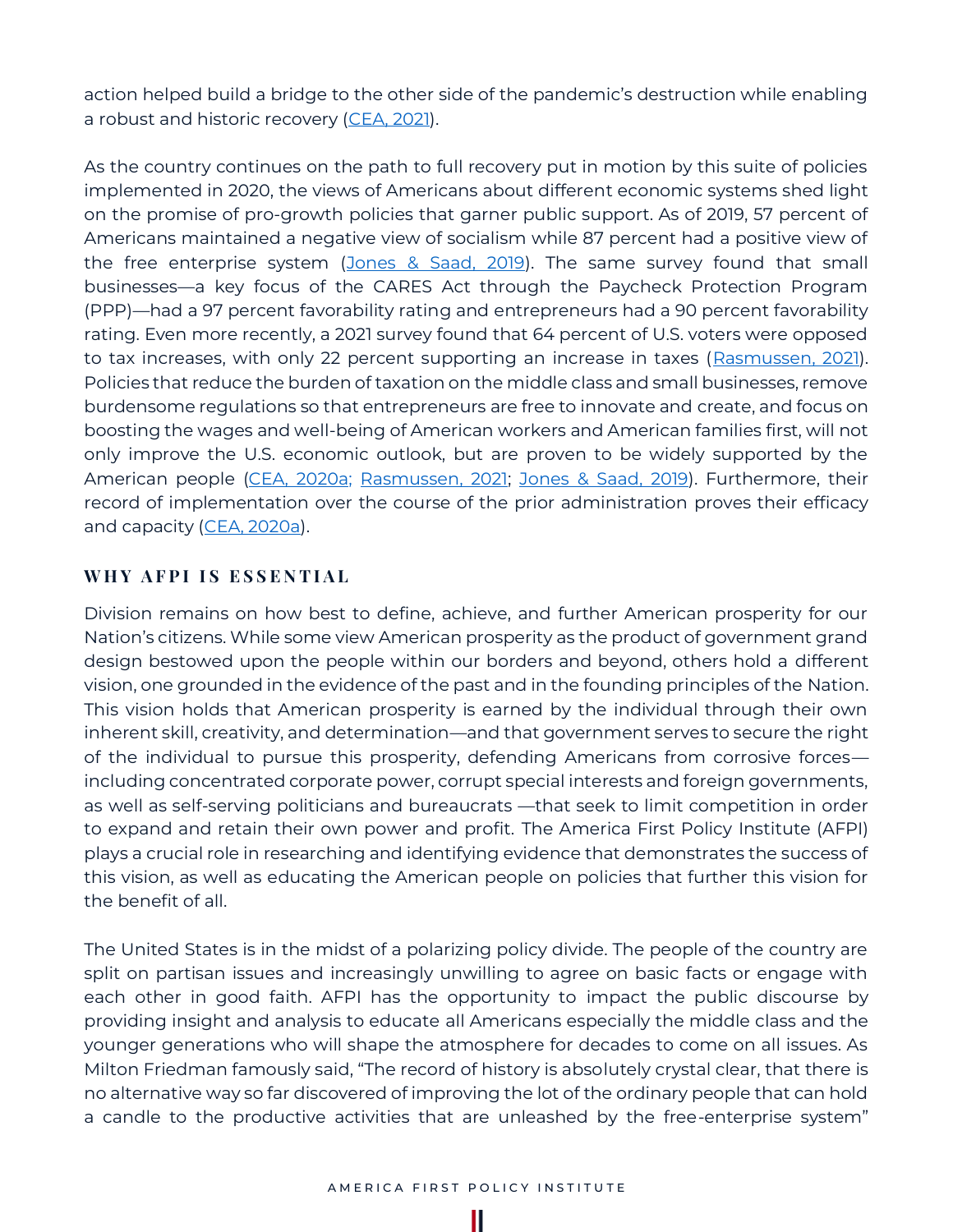action helped build a bridge to the other side of the pandemic's destruction while enabling a robust and historic recovery (CEA, 2021).

As the country continues on the path to full recovery put in motion by this suite of policies implemented in 2020, the views of Americans about different economic systems shed light on the promise of pro-growth policies that garner public support. As of 2019, 57 percent of Americans maintained a negative view of socialism while 87 percent had a positive view of the free enterprise system (Jones & Saad, 2019). The same survey found that small businesses—a key focus of the CARES Act through the Paycheck Protection Program (PPP)—had a 97 percent favorability rating and entrepreneurs had a 90 percent favorability rating. Even more recently, a 2021 survey found that 64 percent of U.S. voters were opposed to tax increases, with only 22 percent supporting an increase in taxes (Rasmussen, 2021). Policies that reduce the burden of taxation on the middle class and small businesses, remove burdensome regulations so that entrepreneurs are free to innovate and create, and focus on boosting the wages and well-being of American workers and American families first, will not only improve the U.S. economic outlook, but are proven to be widely supported by the American people (CEA, 2020a; Rasmussen, 2021; Jones & Saad, 2019). Furthermore, their record of implementation over the course of the prior administration proves their efficacy and capacity (CEA, 2020a).

## WHY AFPI IS ESSENTIAL

Division remains on how best to define, achieve, and further American prosperity for our Nation's citizens. While some view American prosperity as the product of government grand design bestowed upon the people within our borders and beyond, others hold a different vision, one grounded in the evidence of the past and in the founding principles of the Nation. This vision holds that American prosperity is earned by the individual through their own inherent skill, creativity, and determination—and that government serves to secure the right of the individual to pursue this prosperity, defending Americans from corrosive forces—including concentrated corporate power, corrupt special interests and foreign governments, as well as self-serving politicians and bureaucrats —that seek to limit competition in order to expand and retain their own power and profit. The America First Policy Institute (AFPI) plays a crucial role in researching and identifying evidence that demonstrates the success of this vision, as well as educating the American people on policies that further this vision for the benefit of all.

The United States is in the midst of a polarizing policy divide. The people of the country are split on partisan issues and increasingly unwilling to agree on basic facts or engage with each other in good faith. AFPI has the opportunity to impact the public discourse by providing insight and analysis to educate all Americans especially the middle class and the younger generations who will shape the atmosphere for decades to come on all issues. As Milton Friedman famously said, "The record of history is absolutely crystal clear, that there is no alternative way so far discovered of improving the lot of the ordinary people that can hold a candle to the productive activities that are unleashed by the free-enterprise system"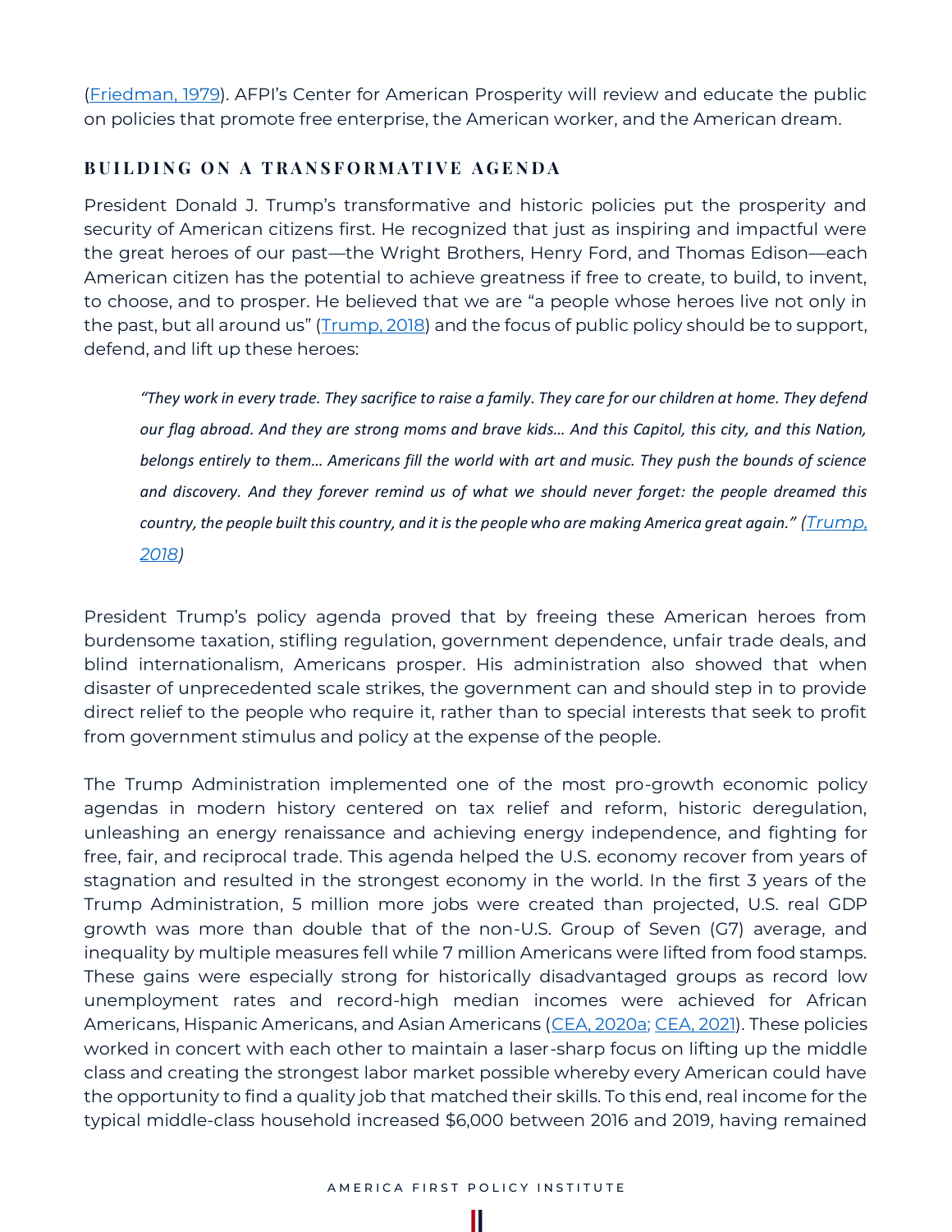(Friedman, 1979). AFPI's Center for American Prosperity will review and educate the public on policies that promote free enterprise, the American worker, and the American dream.

## BUILDING ON A TRANSFORMATIVE AGENDA

President Donald J. Trump's transformative and historic policies put the prosperity and security of American citizens first. He recognized that just as inspiring and impactful were the great heroes of our past—the Wright Brothers, Henry Ford, and Thomas Edison—each American citizen has the potential to achieve greatness if free to create, to build, to invent, to choose, and to prosper. He believed that we are "a people whose heroes live not only in the past, but all around us" (Trump, 2018) and the focus of public policy should be to support, defend, and lift up these heroes:

> *"They work in every trade. They sacrifice to raise a family. They care for our children at home. They defend our flag abroad. And they are strong moms and brave kids… And this Capitol, this city, and this Nation, belongs entirely to them… Americans fill the world with art and music. They push the bounds of science and discovery. And they forever remind us of what we should never forget: the people dreamed this country, the people built this country, and it is the people who are making America great again." (Trump, 2018)*

President Trump's policy agenda proved that by freeing these American heroes from burdensome taxation, stifling regulation, government dependence, unfair trade deals, and blind internationalism, Americans prosper. His administration also showed that when disaster of unprecedented scale strikes, the government can and should step in to provide direct relief to the people who require it, rather than to special interests that seek to profit from government stimulus and policy at the expense of the people.

The Trump Administration implemented one of the most pro-growth economic policy agendas in modern history centered on tax relief and reform, historic deregulation, unleashing an energy renaissance and achieving energy independence, and fighting for free, fair, and reciprocal trade. This agenda helped the U.S. economy recover from years of stagnation and resulted in the strongest economy in the world. In the first 3 years of the Trump Administration, 5 million more jobs were created than projected, U.S. real GDP growth was more than double that of the non-U.S. Group of Seven (G7) average, and inequality by multiple measures fell while 7 million Americans were lifted from food stamps. These gains were especially strong for historically disadvantaged groups as record low unemployment rates and record-high median incomes were achieved for African Americans, Hispanic Americans, and Asian Americans (CEA, 2020a; CEA, 2021). These policies worked in concert with each other to maintain a laser-sharp focus on lifting up the middle class and creating the strongest labor market possible whereby every American could have the opportunity to find a quality job that matched their skills. To this end, real income for the typical middle-class household increased $6,000 between 2016 and 2019, having remained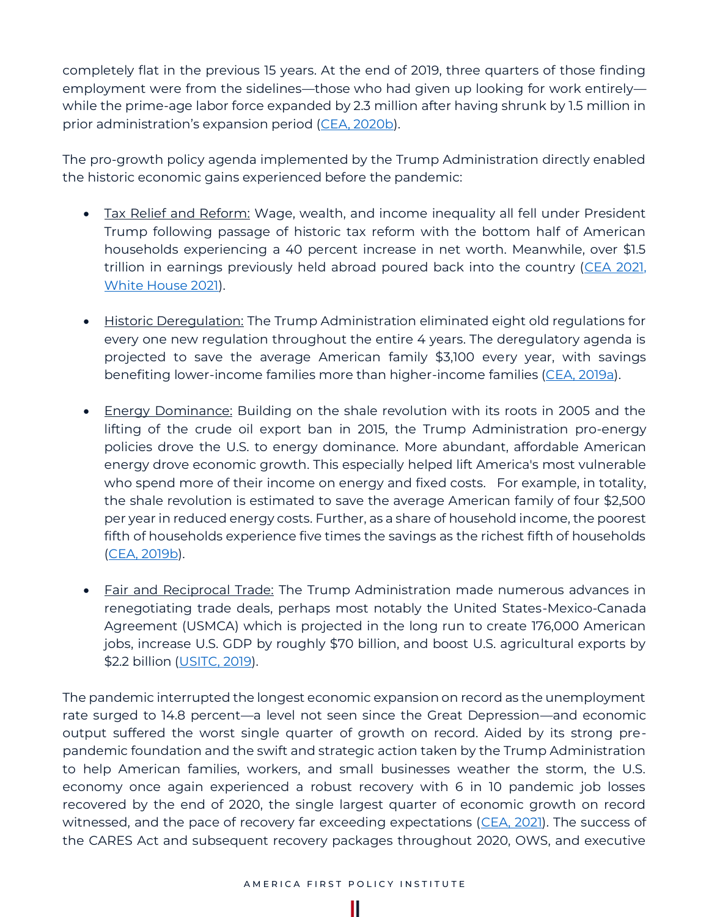completely flat in the previous 15 years. At the end of 2019, three quarters of those finding employment were from the sidelines—those who had given up looking for work entirely—while the prime-age labor force expanded by 2.3 million after having shrunk by 1.5 million in prior administration's expansion period (CEA, 2020b).

The pro-growth policy agenda implemented by the Trump Administration directly enabled the historic economic gains experienced before the pandemic:

- Tax Relief and Reform: Wage, wealth, and income inequality all fell under President Trump following passage of historic tax reform with the bottom half of American households experiencing a 40 percent increase in net worth. Meanwhile, over $1.5 trillion in earnings previously held abroad poured back into the country (CEA 2021, White House 2021).

- Historic Deregulation: The Trump Administration eliminated eight old regulations for every one new regulation throughout the entire 4 years. The deregulatory agenda is projected to save the average American family $3,100 every year, with savings benefiting lower-income families more than higher-income families (CEA, 2019a).

- Energy Dominance: Building on the shale revolution with its roots in 2005 and the lifting of the crude oil export ban in 2015, the Trump Administration pro-energy policies drove the U.S. to energy dominance. More abundant, affordable American energy drove economic growth. This especially helped lift America's most vulnerable who spend more of their income on energy and fixed costs. For example, in totality, the shale revolution is estimated to save the average American family of four $2,500 per year in reduced energy costs. Further, as a share of household income, the poorest fifth of households experience five times the savings as the richest fifth of households (CEA, 2019b).

- Fair and Reciprocal Trade: The Trump Administration made numerous advances in renegotiating trade deals, perhaps most notably the United States-Mexico-Canada Agreement (USMCA) which is projected in the long run to create 176,000 American jobs, increase U.S. GDP by roughly $70 billion, and boost U.S. agricultural exports by $2.2 billion (USITC, 2019).

The pandemic interrupted the longest economic expansion on record as the unemployment rate surged to 14.8 percent—a level not seen since the Great Depression—and economic output suffered the worst single quarter of growth on record. Aided by its strong pre-pandemic foundation and the swift and strategic action taken by the Trump Administration to help American families, workers, and small businesses weather the storm, the U.S. economy once again experienced a robust recovery with 6 in 10 pandemic job losses recovered by the end of 2020, the single largest quarter of economic growth on record witnessed, and the pace of recovery far exceeding expectations (CEA, 2021). The success of the CARES Act and subsequent recovery packages throughout 2020, OWS, and executive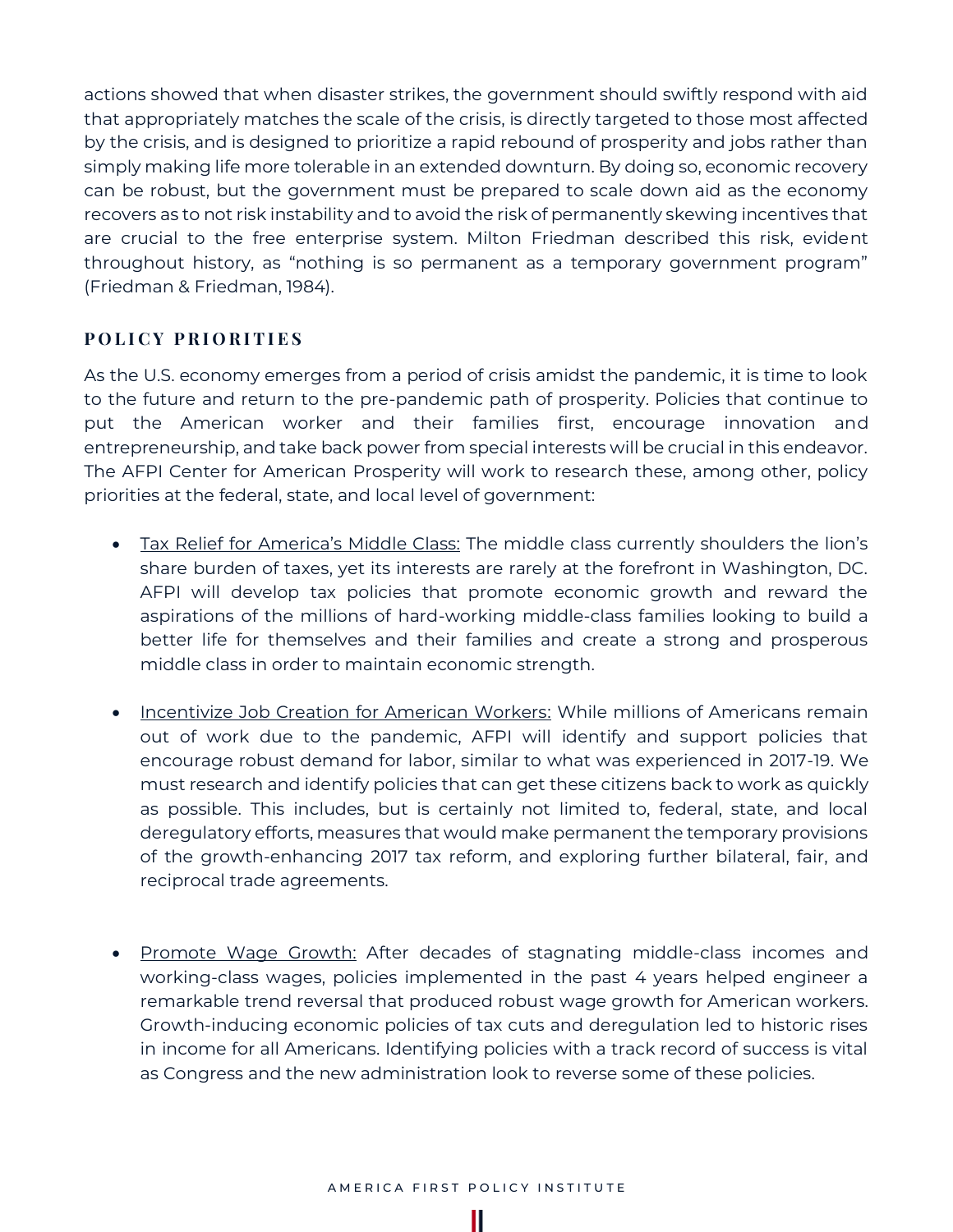actions showed that when disaster strikes, the government should swiftly respond with aid that appropriately matches the scale of the crisis, is directly targeted to those most affected by the crisis, and is designed to prioritize a rapid rebound of prosperity and jobs rather than simply making life more tolerable in an extended downturn. By doing so, economic recovery can be robust, but the government must be prepared to scale down aid as the economy recovers as to not risk instability and to avoid the risk of permanently skewing incentives that are crucial to the free enterprise system. Milton Friedman described this risk, evident throughout history, as "nothing is so permanent as a temporary government program" (Friedman & Friedman, 1984).

## POLICY PRIORITIES

As the U.S. economy emerges from a period of crisis amidst the pandemic, it is time to look to the future and return to the pre-pandemic path of prosperity. Policies that continue to put the American worker and their families first, encourage innovation and entrepreneurship, and take back power from special interests will be crucial in this endeavor. The AFPI Center for American Prosperity will work to research these, among other, policy priorities at the federal, state, and local level of government:

- Tax Relief for America's Middle Class: The middle class currently shoulders the lion's share burden of taxes, yet its interests are rarely at the forefront in Washington, DC. AFPI will develop tax policies that promote economic growth and reward the aspirations of the millions of hard-working middle-class families looking to build a better life for themselves and their families and create a strong and prosperous middle class in order to maintain economic strength.

- Incentivize Job Creation for American Workers: While millions of Americans remain out of work due to the pandemic, AFPI will identify and support policies that encourage robust demand for labor, similar to what was experienced in 2017-19. We must research and identify policies that can get these citizens back to work as quickly as possible. This includes, but is certainly not limited to, federal, state, and local deregulatory efforts, measures that would make permanent the temporary provisions of the growth-enhancing 2017 tax reform, and exploring further bilateral, fair, and reciprocal trade agreements.

- Promote Wage Growth: After decades of stagnating middle-class incomes and working-class wages, policies implemented in the past 4 years helped engineer a remarkable trend reversal that produced robust wage growth for American workers. Growth-inducing economic policies of tax cuts and deregulation led to historic rises in income for all Americans. Identifying policies with a track record of success is vital as Congress and the new administration look to reverse some of these policies.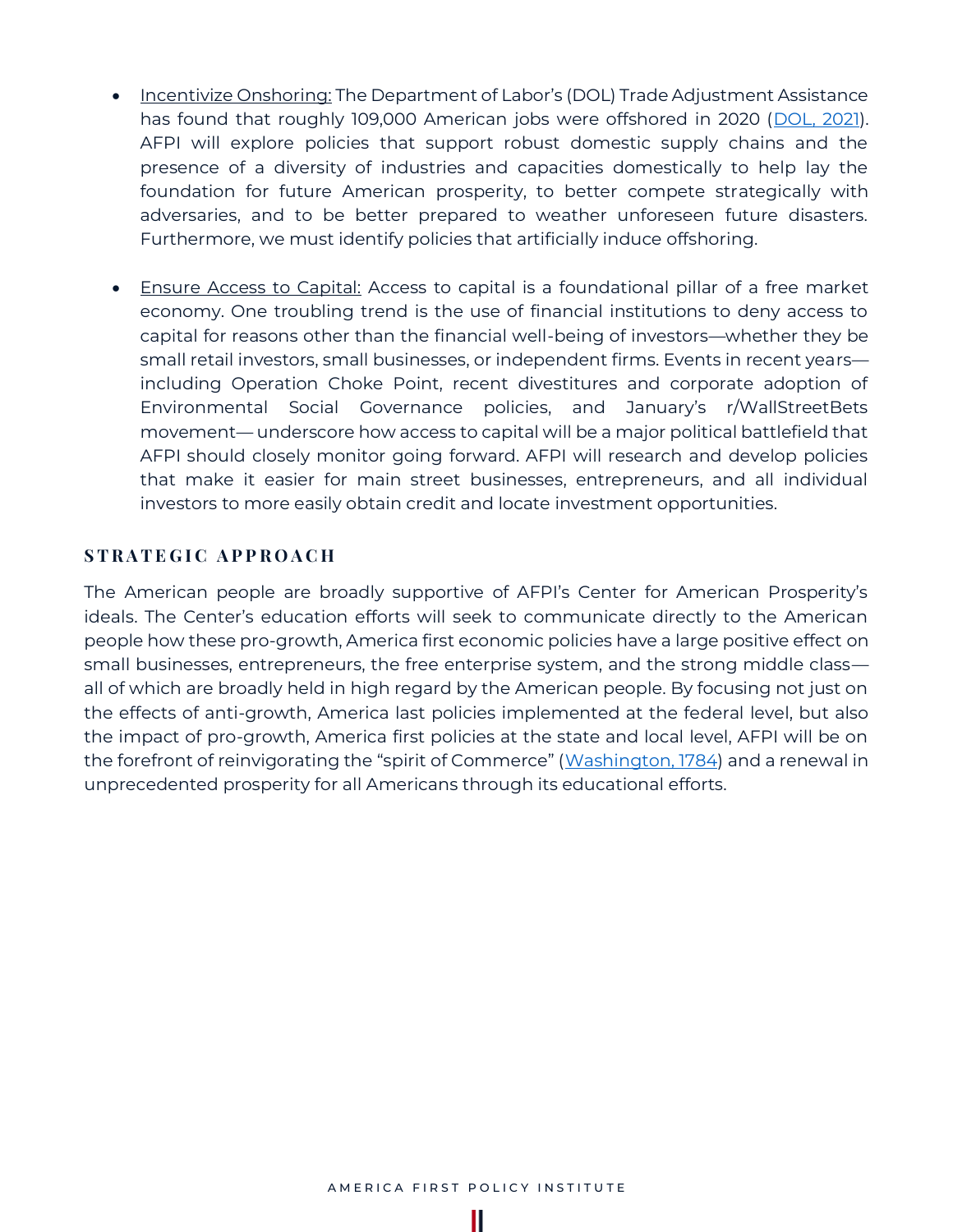- Incentivize Onshoring: The Department of Labor's (DOL) Trade Adjustment Assistance has found that roughly 109,000 American jobs were offshored in 2020 ([DOL, 2021]). AFPI will explore policies that support robust domestic supply chains and the presence of a diversity of industries and capacities domestically to help lay the foundation for future American prosperity, to better compete strategically with adversaries, and to be better prepared to weather unforeseen future disasters. Furthermore, we must identify policies that artificially induce offshoring.

- Ensure Access to Capital: Access to capital is a foundational pillar of a free market economy. One troubling trend is the use of financial institutions to deny access to capital for reasons other than the financial well-being of investors—whether they be small retail investors, small businesses, or independent firms. Events in recent years—including Operation Choke Point, recent divestitures and corporate adoption of Environmental Social Governance policies, and January's r/WallStreetBets movement— underscore how access to capital will be a major political battlefield that AFPI should closely monitor going forward. AFPI will research and develop policies that make it easier for main street businesses, entrepreneurs, and all individual investors to more easily obtain credit and locate investment opportunities.

## STRATEGIC APPROACH

The American people are broadly supportive of AFPI's Center for American Prosperity's ideals. The Center's education efforts will seek to communicate directly to the American people how these pro-growth, America first economic policies have a large positive effect on small businesses, entrepreneurs, the free enterprise system, and the strong middle class—all of which are broadly held in high regard by the American people. By focusing not just on the effects of anti-growth, America last policies implemented at the federal level, but also the impact of pro-growth, America first policies at the state and local level, AFPI will be on the forefront of reinvigorating the "spirit of Commerce" ([Washington, 1784]) and a renewal in unprecedented prosperity for all Americans through its educational efforts.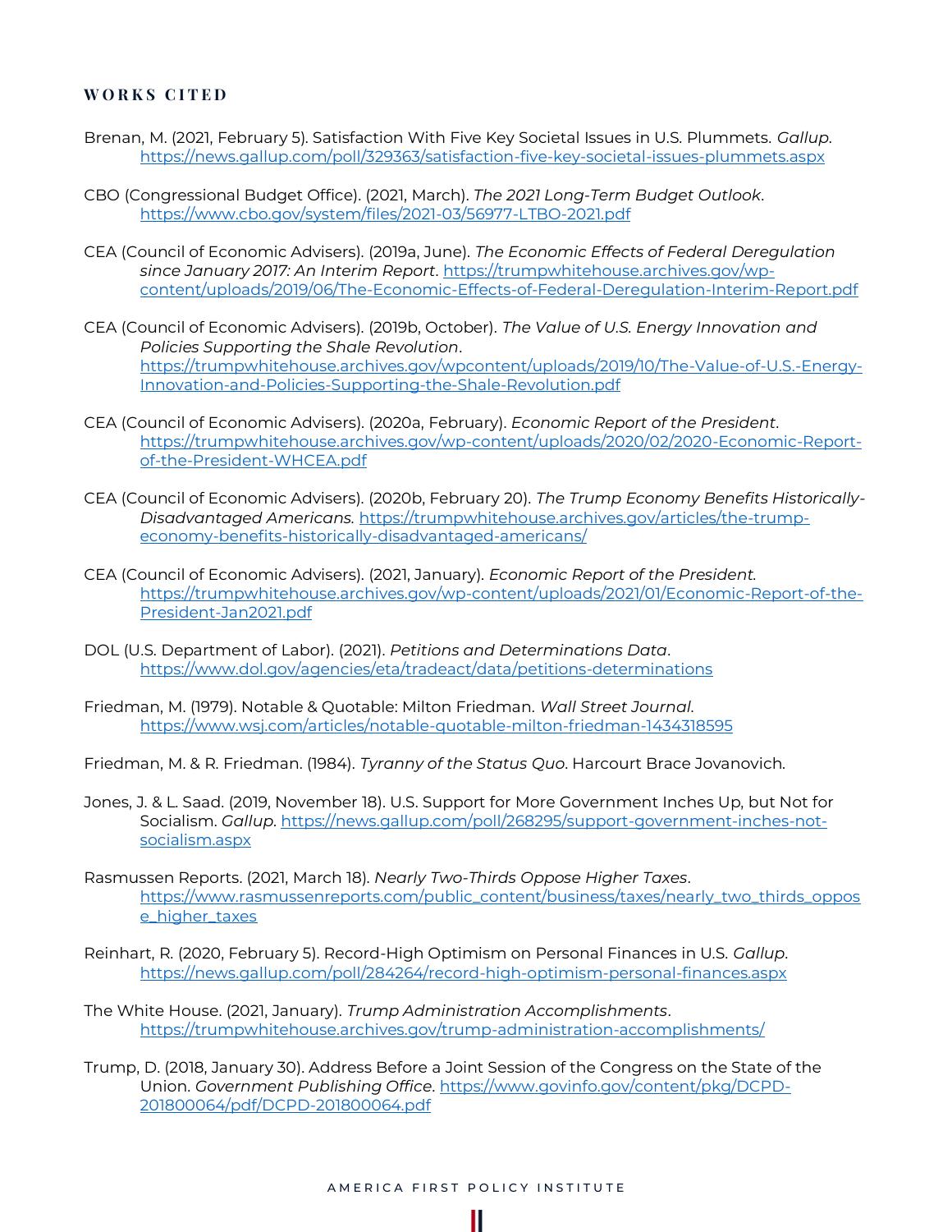## WORKS CITED

Brenan, M. (2021, February 5). Satisfaction With Five Key Societal Issues in U.S. Plummets. *Gallup*. https://news.gallup.com/poll/329363/satisfaction-five-key-societal-issues-plummets.aspx

CBO (Congressional Budget Office). (2021, March). *The 2021 Long-Term Budget Outlook*. https://www.cbo.gov/system/files/2021-03/56977-LTBO-2021.pdf

CEA (Council of Economic Advisers). (2019a, June). *The Economic Effects of Federal Deregulation since January 2017: An Interim Report*. https://trumpwhitehouse.archives.gov/wp-content/uploads/2019/06/The-Economic-Effects-of-Federal-Deregulation-Interim-Report.pdf

CEA (Council of Economic Advisers). (2019b, October). *The Value of U.S. Energy Innovation and Policies Supporting the Shale Revolution*. https://trumpwhitehouse.archives.gov/wpcontent/uploads/2019/10/The-Value-of-U.S.-Energy-Innovation-and-Policies-Supporting-the-Shale-Revolution.pdf

CEA (Council of Economic Advisers). (2020a, February). *Economic Report of the President*. https://trumpwhitehouse.archives.gov/wp-content/uploads/2020/02/2020-Economic-Report-of-the-President-WHCEA.pdf

CEA (Council of Economic Advisers). (2020b, February 20). *The Trump Economy Benefits Historically-Disadvantaged Americans.* https://trumpwhitehouse.archives.gov/articles/the-trump-economy-benefits-historically-disadvantaged-americans/

CEA (Council of Economic Advisers). (2021, January). *Economic Report of the President.* https://trumpwhitehouse.archives.gov/wp-content/uploads/2021/01/Economic-Report-of-the-President-Jan2021.pdf

DOL (U.S. Department of Labor). (2021). *Petitions and Determinations Data*. https://www.dol.gov/agencies/eta/tradeact/data/petitions-determinations

Friedman, M. (1979). Notable & Quotable: Milton Friedman. *Wall Street Journal*. https://www.wsj.com/articles/notable-quotable-milton-friedman-1434318595

Friedman, M. & R. Friedman. (1984). *Tyranny of the Status Quo*. Harcourt Brace Jovanovich.

Jones, J. & L. Saad. (2019, November 18). U.S. Support for More Government Inches Up, but Not for Socialism. *Gallup*. https://news.gallup.com/poll/268295/support-government-inches-not-socialism.aspx

Rasmussen Reports. (2021, March 18). *Nearly Two-Thirds Oppose Higher Taxes*. https://www.rasmussenreports.com/public_content/business/taxes/nearly_two_thirds_oppose_higher_taxes

Reinhart, R. (2020, February 5). Record-High Optimism on Personal Finances in U.S. *Gallup*. https://news.gallup.com/poll/284264/record-high-optimism-personal-finances.aspx

The White House. (2021, January). *Trump Administration Accomplishments*. https://trumpwhitehouse.archives.gov/trump-administration-accomplishments/

Trump, D. (2018, January 30). Address Before a Joint Session of the Congress on the State of the Union. *Government Publishing Office*. https://www.govinfo.gov/content/pkg/DCPD-201800064/pdf/DCPD-201800064.pdf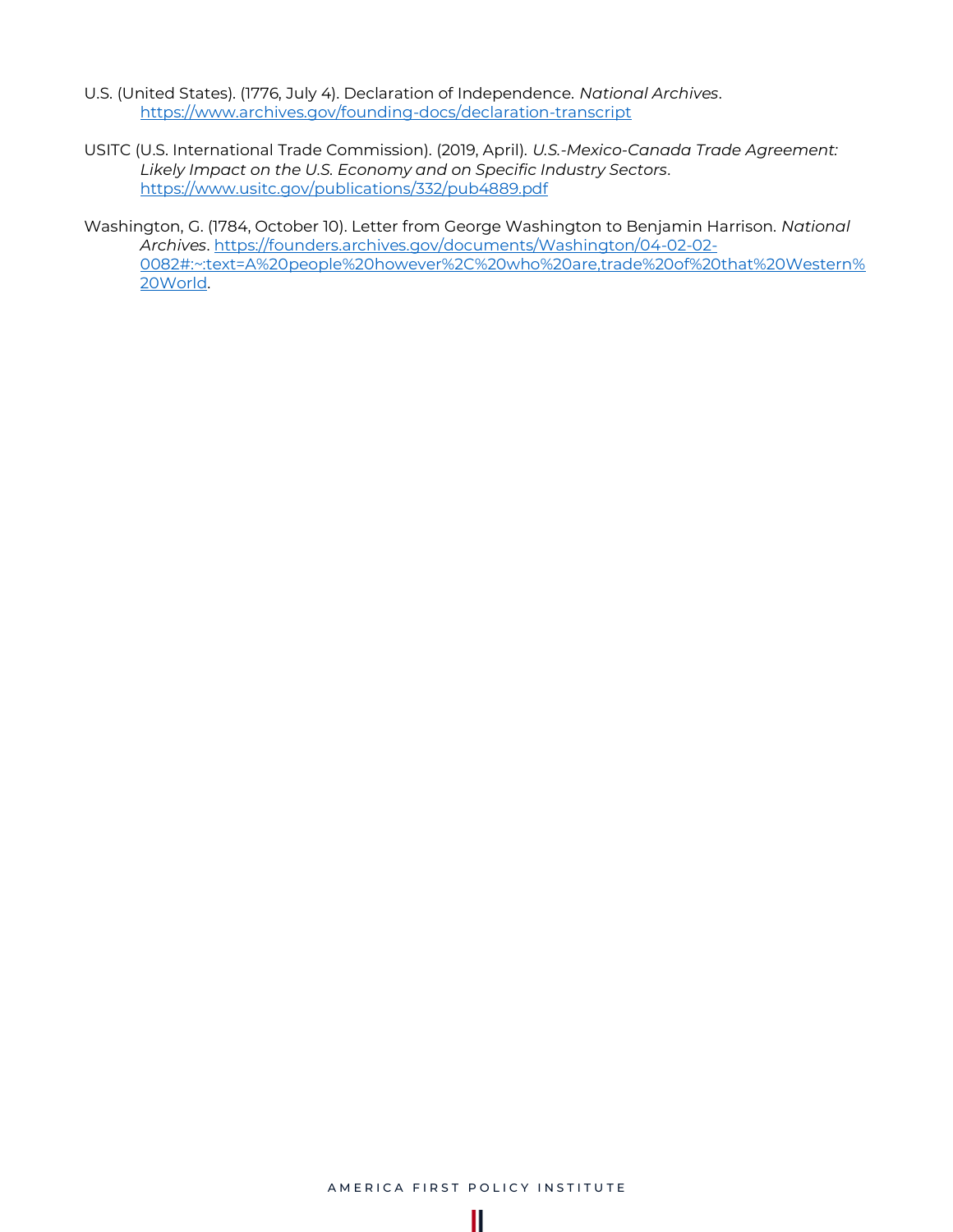U.S. (United States). (1776, July 4). Declaration of Independence. *National Archives*. https://www.archives.gov/founding-docs/declaration-transcript

USITC (U.S. International Trade Commission). (2019, April). *U.S.-Mexico-Canada Trade Agreement: Likely Impact on the U.S. Economy and on Specific Industry Sectors*. https://www.usitc.gov/publications/332/pub4889.pdf

Washington, G. (1784, October 10). Letter from George Washington to Benjamin Harrison. *National Archives*. https://founders.archives.gov/documents/Washington/04-02-02-0082#:~:text=A%20people%20however%2C%20who%20are,trade%20of%20that%20Western%20World.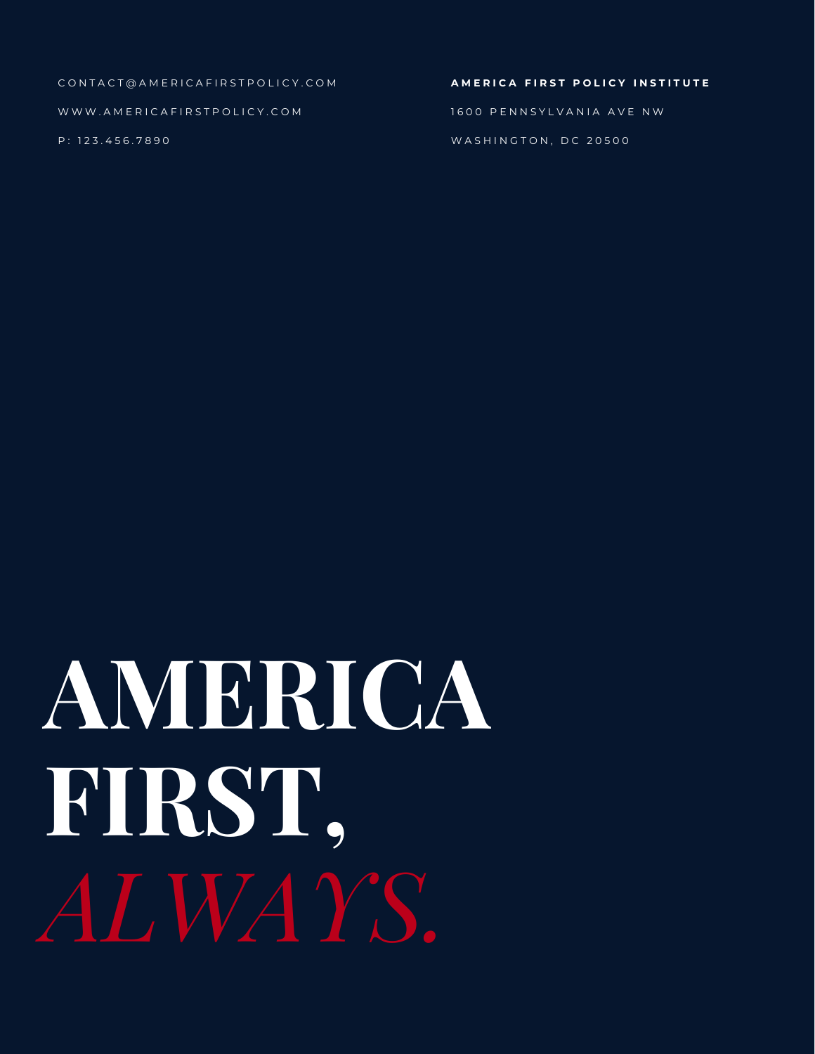CONTACT@AMERICAFIRSTPOLICY.COM

WWW.AMERICAFIRSTPOLICY.COM

P: 123.456.7890

**AMERICA FIRST POLICY INSTITUTE**

1600 PENNSYLVANIA AVE NW

WASHINGTON, DC 20500

# AMERICA FIRST, *ALWAYS.*